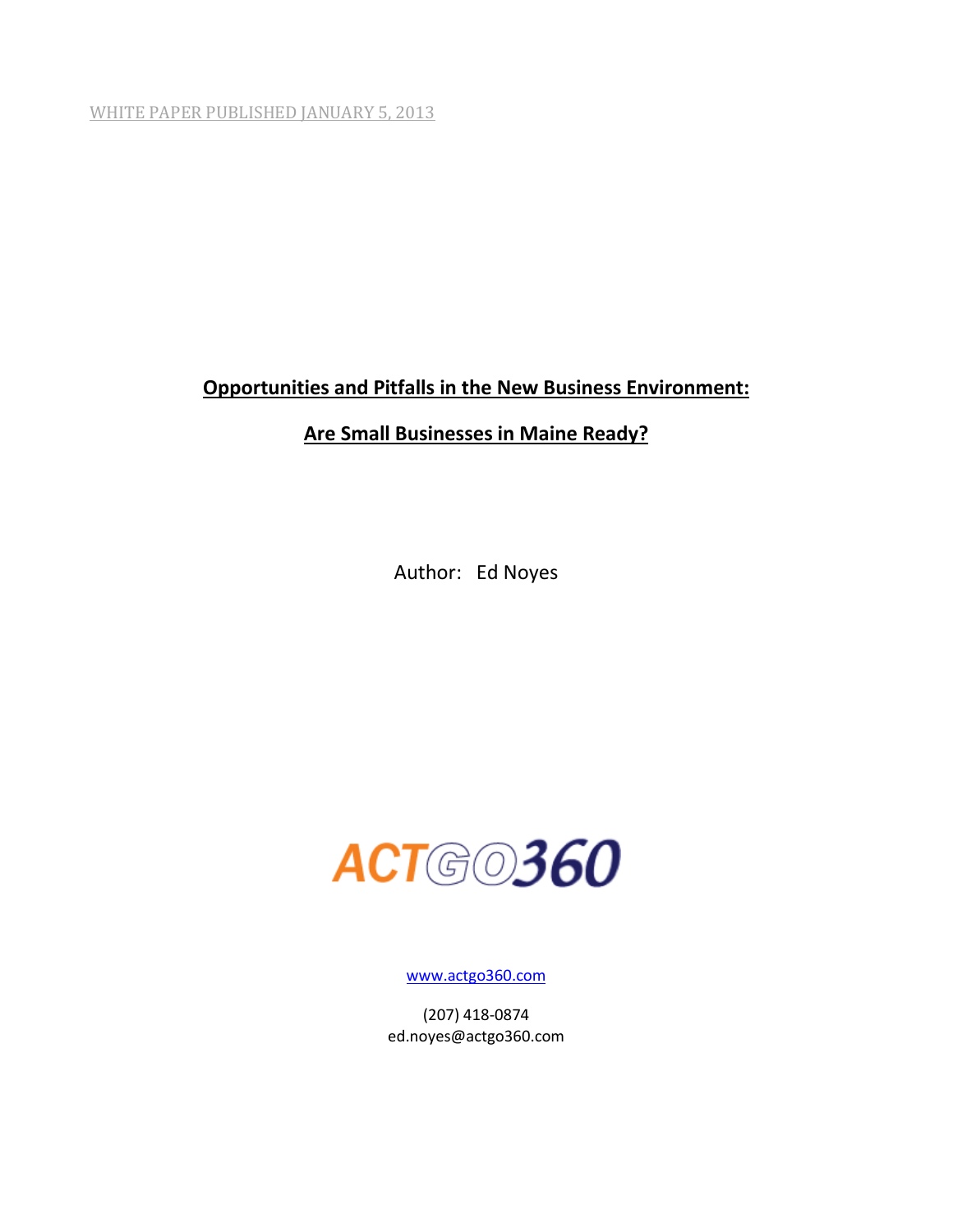WHITE PAPER PUBLISHED JANUARY 5, 2013

# Opportunities and Pitfalls in the New Business Environment:

# Are Small Businesses in Maine Ready?

Author: Ed Noyes

ACTGO360

www.actgo360.com

(207) 418-0874
ed.noyes@actgo360.com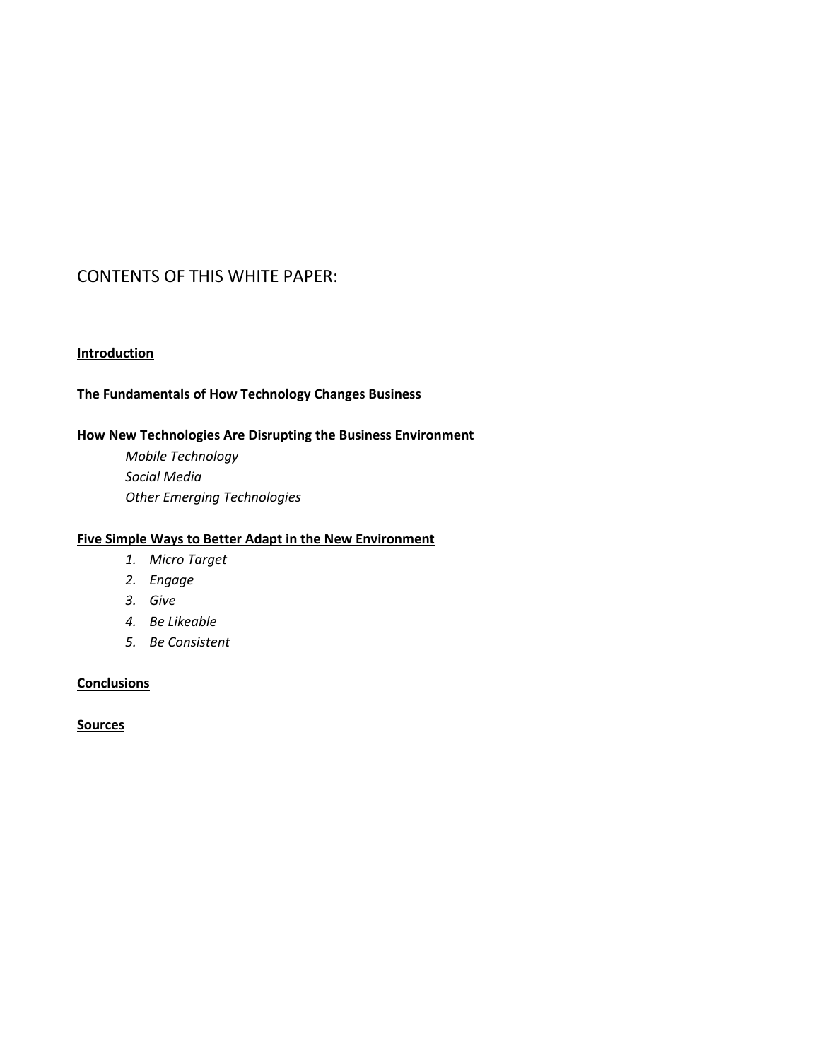## CONTENTS OF THIS WHITE PAPER:

**Introduction**

**The Fundamentals of How Technology Changes Business**

**How New Technologies Are Disrupting the Business Environment**

*Mobile Technology*
*Social Media*
*Other Emerging Technologies*

**Five Simple Ways to Better Adapt in the New Environment**

1. *Micro Target*
2. *Engage*
3. *Give*
4. *Be Likeable*
5. *Be Consistent*

**Conclusions**

**Sources**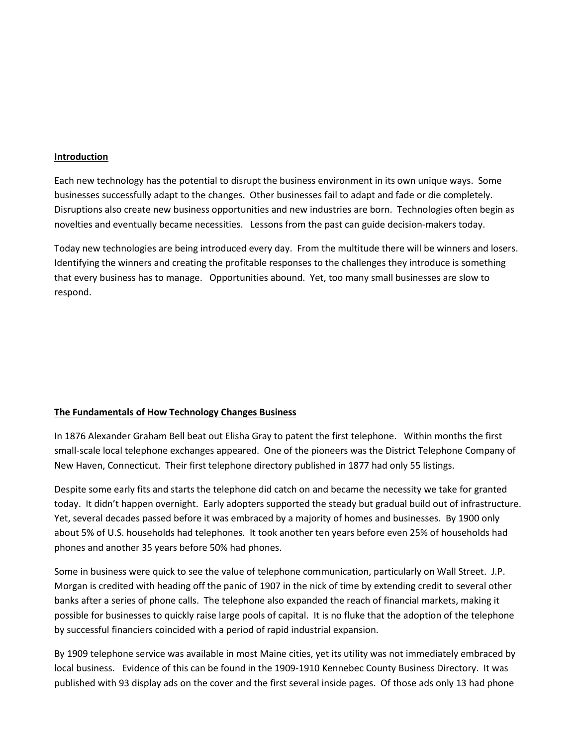## Introduction

Each new technology has the potential to disrupt the business environment in its own unique ways. Some businesses successfully adapt to the changes. Other businesses fail to adapt and fade or die completely. Disruptions also create new business opportunities and new industries are born. Technologies often begin as novelties and eventually became necessities. Lessons from the past can guide decision-makers today.

Today new technologies are being introduced every day. From the multitude there will be winners and losers. Identifying the winners and creating the profitable responses to the challenges they introduce is something that every business has to manage. Opportunities abound. Yet, too many small businesses are slow to respond.

## The Fundamentals of How Technology Changes Business

In 1876 Alexander Graham Bell beat out Elisha Gray to patent the first telephone. Within months the first small-scale local telephone exchanges appeared. One of the pioneers was the District Telephone Company of New Haven, Connecticut. Their first telephone directory published in 1877 had only 55 listings.

Despite some early fits and starts the telephone did catch on and became the necessity we take for granted today. It didn't happen overnight. Early adopters supported the steady but gradual build out of infrastructure. Yet, several decades passed before it was embraced by a majority of homes and businesses. By 1900 only about 5% of U.S. households had telephones. It took another ten years before even 25% of households had phones and another 35 years before 50% had phones.

Some in business were quick to see the value of telephone communication, particularly on Wall Street. J.P. Morgan is credited with heading off the panic of 1907 in the nick of time by extending credit to several other banks after a series of phone calls. The telephone also expanded the reach of financial markets, making it possible for businesses to quickly raise large pools of capital. It is no fluke that the adoption of the telephone by successful financiers coincided with a period of rapid industrial expansion.

By 1909 telephone service was available in most Maine cities, yet its utility was not immediately embraced by local business. Evidence of this can be found in the 1909-1910 Kennebec County Business Directory. It was published with 93 display ads on the cover and the first several inside pages. Of those ads only 13 had phone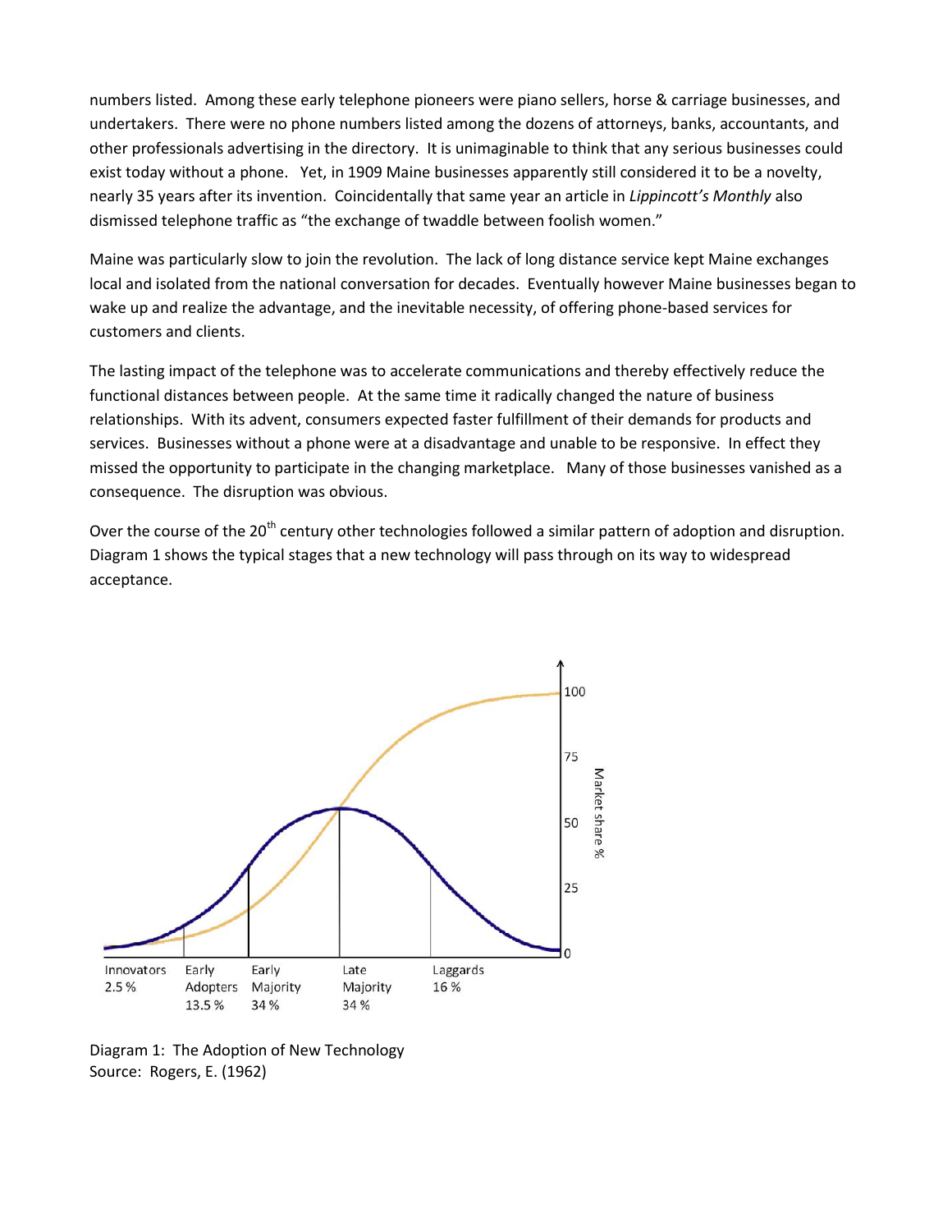numbers listed. Among these early telephone pioneers were piano sellers, horse & carriage businesses, and undertakers. There were no phone numbers listed among the dozens of attorneys, banks, accountants, and other professionals advertising in the directory. It is unimaginable to think that any serious businesses could exist today without a phone. Yet, in 1909 Maine businesses apparently still considered it to be a novelty, nearly 35 years after its invention. Coincidentally that same year an article in *Lippincott's Monthly* also dismissed telephone traffic as "the exchange of twaddle between foolish women."

Maine was particularly slow to join the revolution. The lack of long distance service kept Maine exchanges local and isolated from the national conversation for decades. Eventually however Maine businesses began to wake up and realize the advantage, and the inevitable necessity, of offering phone-based services for customers and clients.

The lasting impact of the telephone was to accelerate communications and thereby effectively reduce the functional distances between people. At the same time it radically changed the nature of business relationships. With its advent, consumers expected faster fulfillment of their demands for products and services. Businesses without a phone were at a disadvantage and unable to be responsive. In effect they missed the opportunity to participate in the changing marketplace. Many of those businesses vanished as a consequence. The disruption was obvious.

Over the course of the 20th century other technologies followed a similar pattern of adoption and disruption. Diagram 1 shows the typical stages that a new technology will pass through on its way to widespread acceptance.

Diagram 1: The Adoption of New Technology
Source: Rogers, E. (1962)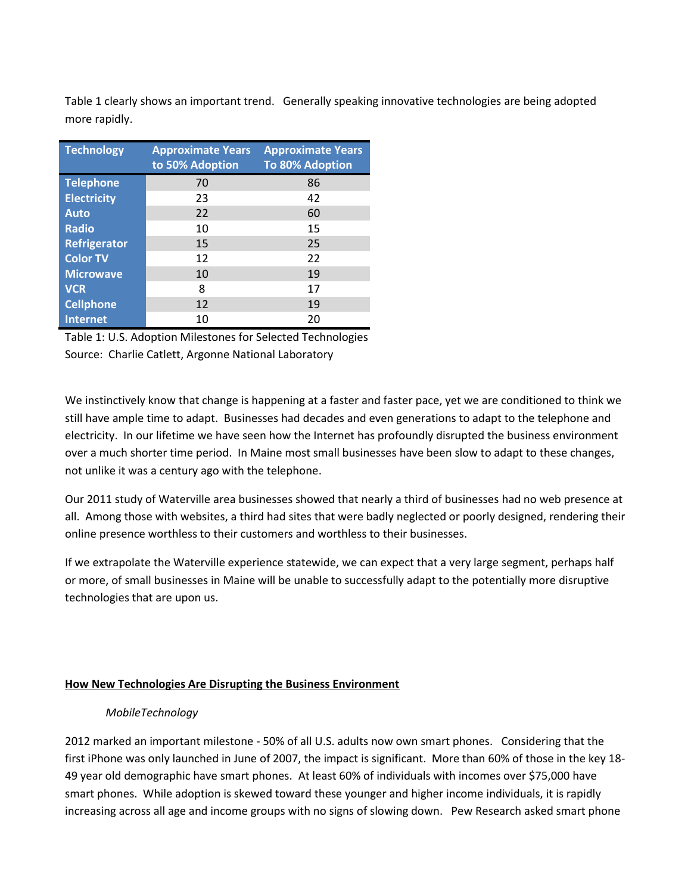Table 1 clearly shows an important trend. Generally speaking innovative technologies are being adopted more rapidly.

| Technology | Approximate Years to 50% Adoption | Approximate Years To 80% Adoption |
|---|---|---|
| **Telephone** | 70 | 86 |
| **Electricity** | 23 | 42 |
| **Auto** | 22 | 60 |
| **Radio** | 10 | 15 |
| **Refrigerator** | 15 | 25 |
| **Color TV** | 12 | 22 |
| **Microwave** | 10 | 19 |
| **VCR** | 8 | 17 |
| **Cellphone** | 12 | 19 |
| **Internet** | 10 | 20 |

Table 1: U.S. Adoption Milestones for Selected Technologies
Source: Charlie Catlett, Argonne National Laboratory

We instinctively know that change is happening at a faster and faster pace, yet we are conditioned to think we still have ample time to adapt. Businesses had decades and even generations to adapt to the telephone and electricity. In our lifetime we have seen how the Internet has profoundly disrupted the business environment over a much shorter time period. In Maine most small businesses have been slow to adapt to these changes, not unlike it was a century ago with the telephone.

Our 2011 study of Waterville area businesses showed that nearly a third of businesses had no web presence at all. Among those with websites, a third had sites that were badly neglected or poorly designed, rendering their online presence worthless to their customers and worthless to their businesses.

If we extrapolate the Waterville experience statewide, we can expect that a very large segment, perhaps half or more, of small businesses in Maine will be unable to successfully adapt to the potentially more disruptive technologies that are upon us.

## How New Technologies Are Disrupting the Business Environment

### *MobileTechnology*

2012 marked an important milestone - 50% of all U.S. adults now own smart phones. Considering that the first iPhone was only launched in June of 2007, the impact is significant. More than 60% of those in the key 18-49 year old demographic have smart phones. At least 60% of individuals with incomes over $75,000 have smart phones. While adoption is skewed toward these younger and higher income individuals, it is rapidly increasing across all age and income groups with no signs of slowing down. Pew Research asked smart phone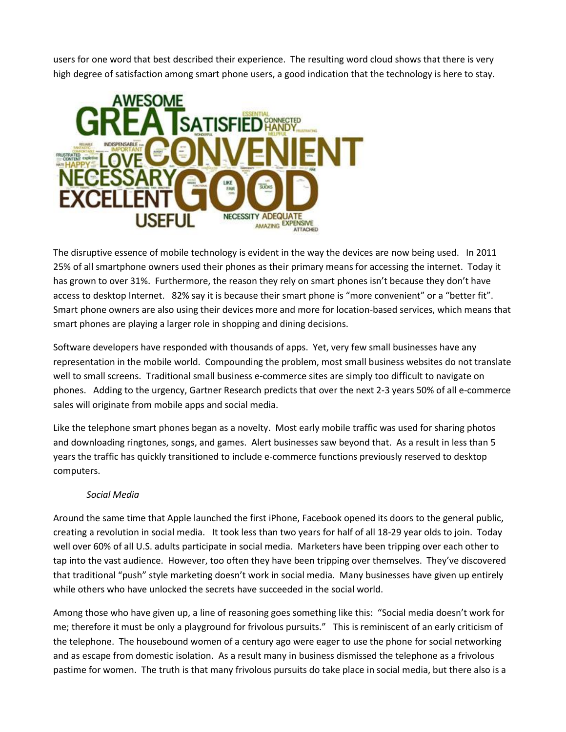users for one word that best described their experience. The resulting word cloud shows that there is very high degree of satisfaction among smart phone users, a good indication that the technology is here to stay.

The disruptive essence of mobile technology is evident in the way the devices are now being used. In 2011 25% of all smartphone owners used their phones as their primary means for accessing the internet. Today it has grown to over 31%. Furthermore, the reason they rely on smart phones isn't because they don't have access to desktop Internet. 82% say it is because their smart phone is "more convenient" or a "better fit". Smart phone owners are also using their devices more and more for location-based services, which means that smart phones are playing a larger role in shopping and dining decisions.

Software developers have responded with thousands of apps. Yet, very few small businesses have any representation in the mobile world. Compounding the problem, most small business websites do not translate well to small screens. Traditional small business e-commerce sites are simply too difficult to navigate on phones. Adding to the urgency, Gartner Research predicts that over the next 2-3 years 50% of all e-commerce sales will originate from mobile apps and social media.

Like the telephone smart phones began as a novelty. Most early mobile traffic was used for sharing photos and downloading ringtones, songs, and games. Alert businesses saw beyond that. As a result in less than 5 years the traffic has quickly transitioned to include e-commerce functions previously reserved to desktop computers.

*Social Media*

Around the same time that Apple launched the first iPhone, Facebook opened its doors to the general public, creating a revolution in social media. It took less than two years for half of all 18-29 year olds to join. Today well over 60% of all U.S. adults participate in social media. Marketers have been tripping over each other to tap into the vast audience. However, too often they have been tripping over themselves. They've discovered that traditional "push" style marketing doesn't work in social media. Many businesses have given up entirely while others who have unlocked the secrets have succeeded in the social world.

Among those who have given up, a line of reasoning goes something like this: "Social media doesn't work for me; therefore it must be only a playground for frivolous pursuits." This is reminiscent of an early criticism of the telephone. The housebound women of a century ago were eager to use the phone for social networking and as escape from domestic isolation. As a result many in business dismissed the telephone as a frivolous pastime for women. The truth is that many frivolous pursuits do take place in social media, but there also is a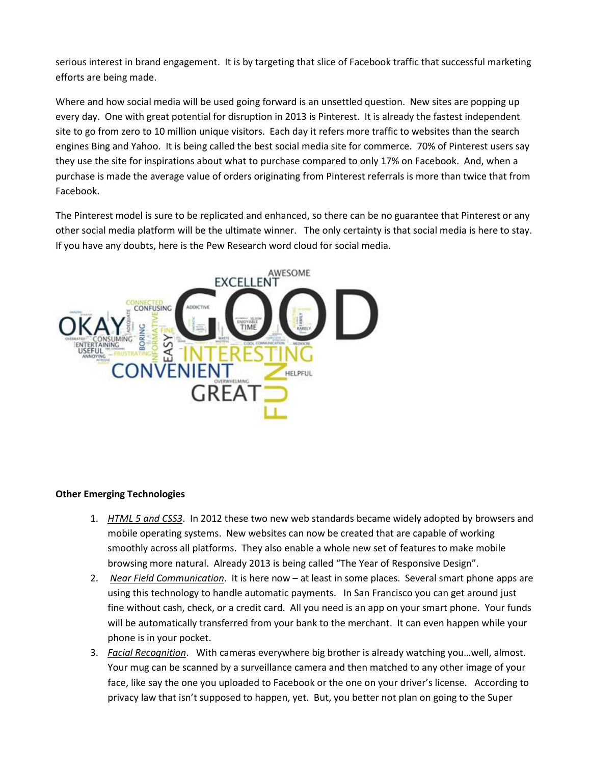serious interest in brand engagement. It is by targeting that slice of Facebook traffic that successful marketing efforts are being made.

Where and how social media will be used going forward is an unsettled question. New sites are popping up every day. One with great potential for disruption in 2013 is Pinterest. It is already the fastest independent site to go from zero to 10 million unique visitors. Each day it refers more traffic to websites than the search engines Bing and Yahoo. It is being called the best social media site for commerce. 70% of Pinterest users say they use the site for inspirations about what to purchase compared to only 17% on Facebook. And, when a purchase is made the average value of orders originating from Pinterest referrals is more than twice that from Facebook.

The Pinterest model is sure to be replicated and enhanced, so there can be no guarantee that Pinterest or any other social media platform will be the ultimate winner. The only certainty is that social media is here to stay. If you have any doubts, here is the Pew Research word cloud for social media.

**Other Emerging Technologies**

1. *HTML 5 and CSS3*. In 2012 these two new web standards became widely adopted by browsers and mobile operating systems. New websites can now be created that are capable of working smoothly across all platforms. They also enable a whole new set of features to make mobile browsing more natural. Already 2013 is being called "The Year of Responsive Design".
2. *Near Field Communication*. It is here now – at least in some places. Several smart phone apps are using this technology to handle automatic payments. In San Francisco you can get around just fine without cash, check, or a credit card. All you need is an app on your smart phone. Your funds will be automatically transferred from your bank to the merchant. It can even happen while your phone is in your pocket.
3. *Facial Recognition*. With cameras everywhere big brother is already watching you…well, almost. Your mug can be scanned by a surveillance camera and then matched to any other image of your face, like say the one you uploaded to Facebook or the one on your driver's license. According to privacy law that isn't supposed to happen, yet. But, you better not plan on going to the Super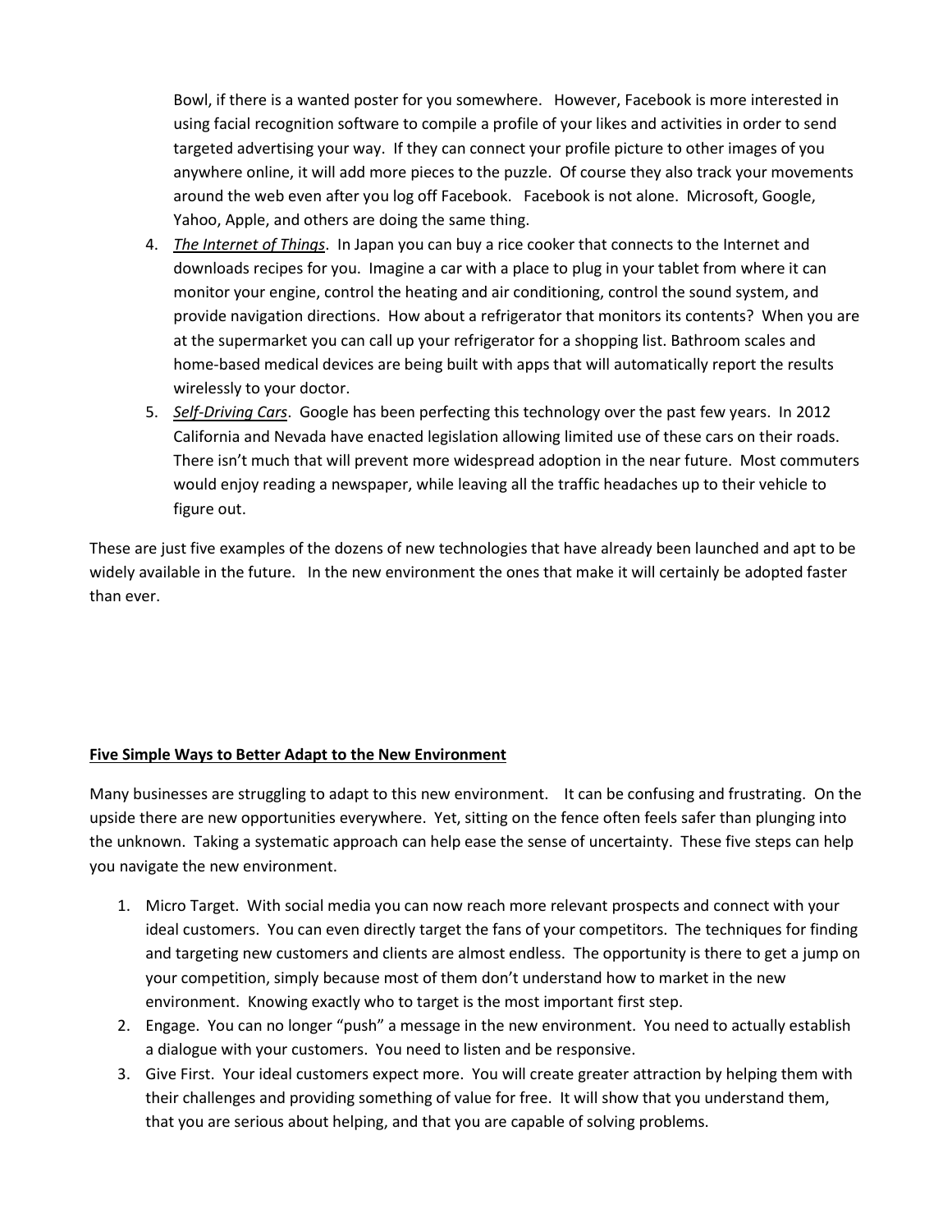Bowl, if there is a wanted poster for you somewhere. However, Facebook is more interested in using facial recognition software to compile a profile of your likes and activities in order to send targeted advertising your way. If they can connect your profile picture to other images of you anywhere online, it will add more pieces to the puzzle. Of course they also track your movements around the web even after you log off Facebook. Facebook is not alone. Microsoft, Google, Yahoo, Apple, and others are doing the same thing.

4. *The Internet of Things*. In Japan you can buy a rice cooker that connects to the Internet and downloads recipes for you. Imagine a car with a place to plug in your tablet from where it can monitor your engine, control the heating and air conditioning, control the sound system, and provide navigation directions. How about a refrigerator that monitors its contents? When you are at the supermarket you can call up your refrigerator for a shopping list. Bathroom scales and home-based medical devices are being built with apps that will automatically report the results wirelessly to your doctor.
5. *Self-Driving Cars*. Google has been perfecting this technology over the past few years. In 2012 California and Nevada have enacted legislation allowing limited use of these cars on their roads. There isn't much that will prevent more widespread adoption in the near future. Most commuters would enjoy reading a newspaper, while leaving all the traffic headaches up to their vehicle to figure out.

These are just five examples of the dozens of new technologies that have already been launched and apt to be widely available in the future. In the new environment the ones that make it will certainly be adopted faster than ever.

## Five Simple Ways to Better Adapt to the New Environment

Many businesses are struggling to adapt to this new environment. It can be confusing and frustrating. On the upside there are new opportunities everywhere. Yet, sitting on the fence often feels safer than plunging into the unknown. Taking a systematic approach can help ease the sense of uncertainty. These five steps can help you navigate the new environment.

1. Micro Target. With social media you can now reach more relevant prospects and connect with your ideal customers. You can even directly target the fans of your competitors. The techniques for finding and targeting new customers and clients are almost endless. The opportunity is there to get a jump on your competition, simply because most of them don't understand how to market in the new environment. Knowing exactly who to target is the most important first step.
2. Engage. You can no longer "push" a message in the new environment. You need to actually establish a dialogue with your customers. You need to listen and be responsive.
3. Give First. Your ideal customers expect more. You will create greater attraction by helping them with their challenges and providing something of value for free. It will show that you understand them, that you are serious about helping, and that you are capable of solving problems.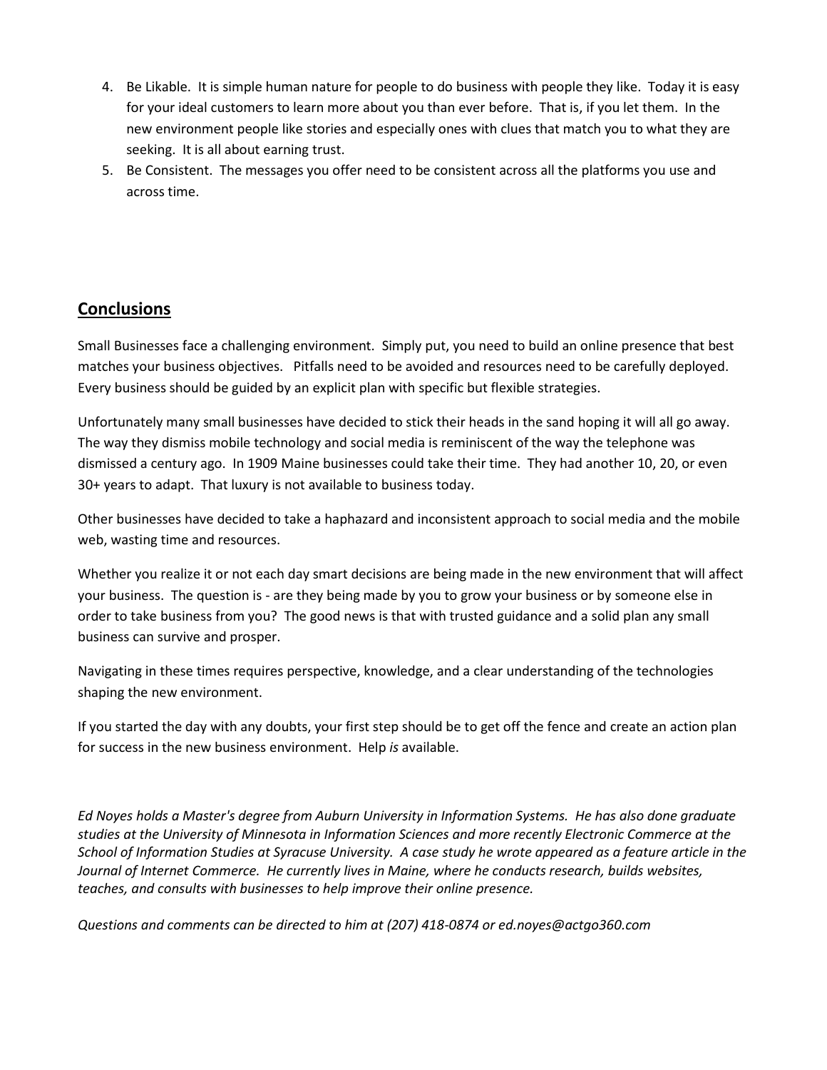4. Be Likable. It is simple human nature for people to do business with people they like. Today it is easy for your ideal customers to learn more about you than ever before. That is, if you let them. In the new environment people like stories and especially ones with clues that match you to what they are seeking. It is all about earning trust.
5. Be Consistent. The messages you offer need to be consistent across all the platforms you use and across time.

## Conclusions

Small Businesses face a challenging environment. Simply put, you need to build an online presence that best matches your business objectives. Pitfalls need to be avoided and resources need to be carefully deployed. Every business should be guided by an explicit plan with specific but flexible strategies.

Unfortunately many small businesses have decided to stick their heads in the sand hoping it will all go away. The way they dismiss mobile technology and social media is reminiscent of the way the telephone was dismissed a century ago. In 1909 Maine businesses could take their time. They had another 10, 20, or even 30+ years to adapt. That luxury is not available to business today.

Other businesses have decided to take a haphazard and inconsistent approach to social media and the mobile web, wasting time and resources.

Whether you realize it or not each day smart decisions are being made in the new environment that will affect your business. The question is - are they being made by you to grow your business or by someone else in order to take business from you? The good news is that with trusted guidance and a solid plan any small business can survive and prosper.

Navigating in these times requires perspective, knowledge, and a clear understanding of the technologies shaping the new environment.

If you started the day with any doubts, your first step should be to get off the fence and create an action plan for success in the new business environment. Help *is* available.

*Ed Noyes holds a Master's degree from Auburn University in Information Systems. He has also done graduate studies at the University of Minnesota in Information Sciences and more recently Electronic Commerce at the School of Information Studies at Syracuse University. A case study he wrote appeared as a feature article in the Journal of Internet Commerce. He currently lives in Maine, where he conducts research, builds websites, teaches, and consults with businesses to help improve their online presence.*

*Questions and comments can be directed to him at (207) 418-0874 or ed.noyes@actgo360.com*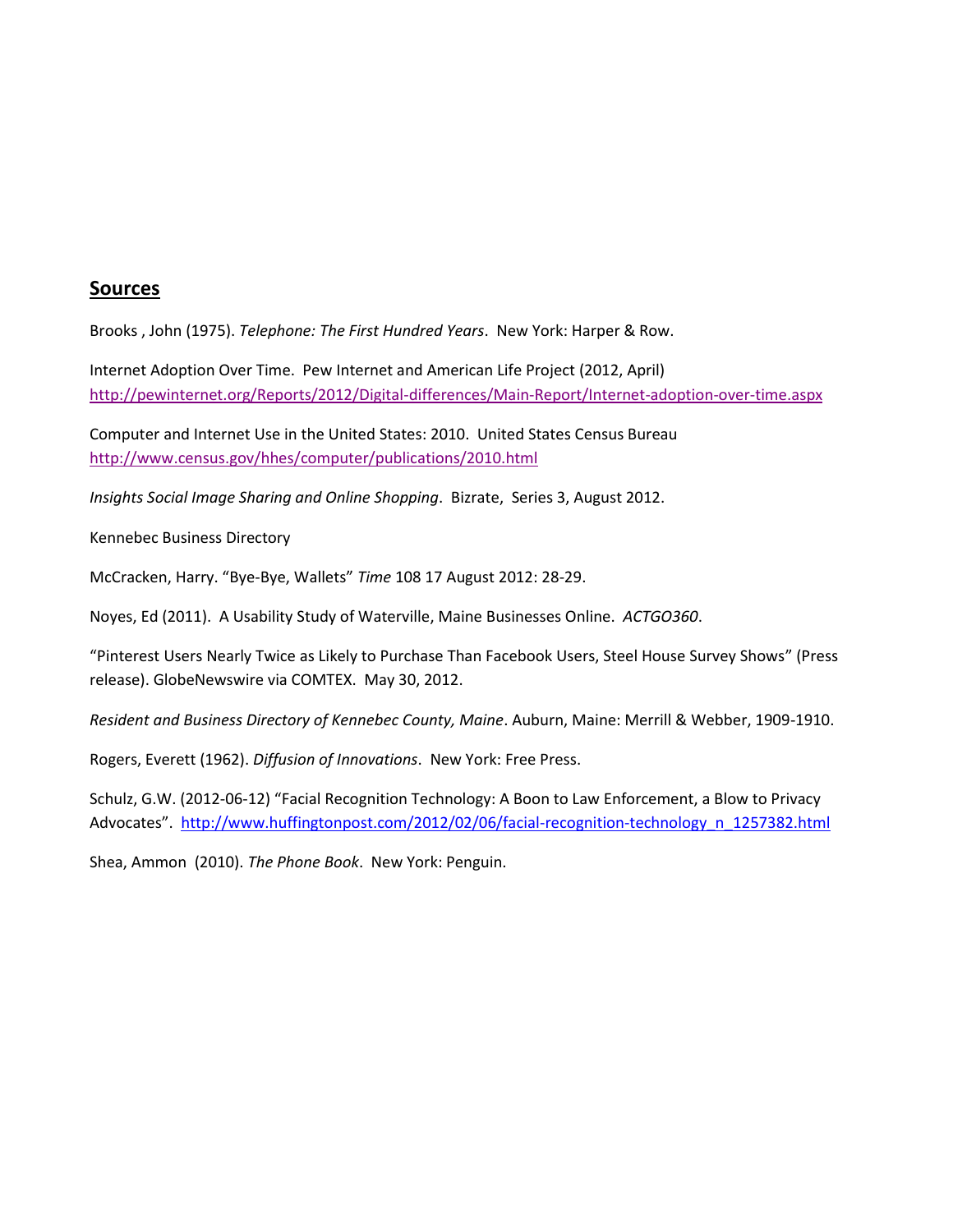## **Sources**

Brooks , John (1975). *Telephone: The First Hundred Years*. New York: Harper & Row.

Internet Adoption Over Time. Pew Internet and American Life Project (2012, April) http://pewinternet.org/Reports/2012/Digital-differences/Main-Report/Internet-adoption-over-time.aspx

Computer and Internet Use in the United States: 2010. United States Census Bureau http://www.census.gov/hhes/computer/publications/2010.html

*Insights Social Image Sharing and Online Shopping*. Bizrate, Series 3, August 2012.

Kennebec Business Directory

McCracken, Harry. "Bye-Bye, Wallets" *Time* 108 17 August 2012: 28-29.

Noyes, Ed (2011). A Usability Study of Waterville, Maine Businesses Online. *ACTGO360*.

"Pinterest Users Nearly Twice as Likely to Purchase Than Facebook Users, Steel House Survey Shows" (Press release). GlobeNewswire via COMTEX. May 30, 2012.

*Resident and Business Directory of Kennebec County, Maine*. Auburn, Maine: Merrill & Webber, 1909-1910.

Rogers, Everett (1962). *Diffusion of Innovations*. New York: Free Press.

Schulz, G.W. (2012-06-12) "Facial Recognition Technology: A Boon to Law Enforcement, a Blow to Privacy Advocates". http://www.huffingtonpost.com/2012/02/06/facial-recognition-technology_n_1257382.html

Shea, Ammon (2010). *The Phone Book*. New York: Penguin.